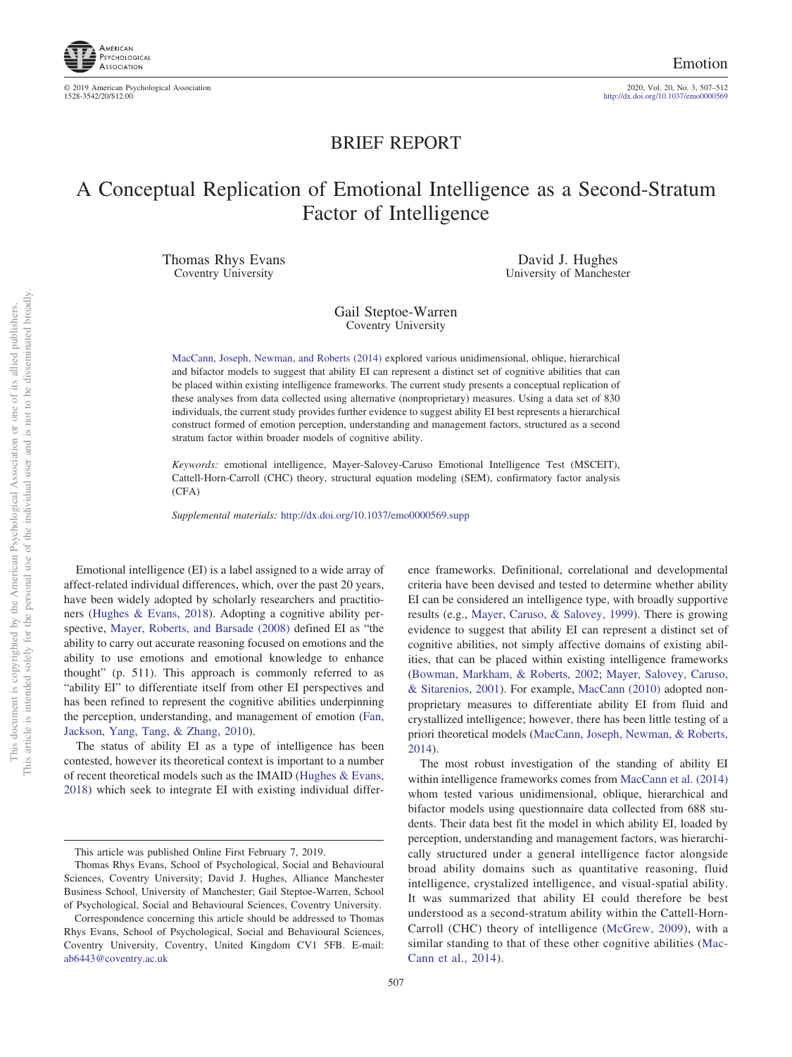BRIEF REPORT

# A Conceptual Replication of Emotional Intelligence as a Second-Stratum Factor of Intelligence

Thomas Rhys Evans
Coventry University

David J. Hughes
University of Manchester

Gail Steptoe-Warren
Coventry University

MacCann, Joseph, Newman, and Roberts (2014) explored various unidimensional, oblique, hierarchical and bifactor models to suggest that ability EI can represent a distinct set of cognitive abilities that can be placed within existing intelligence frameworks. The current study presents a conceptual replication of these analyses from data collected using alternative (nonproprietary) measures. Using a data set of 830 individuals, the current study provides further evidence to suggest ability EI best represents a hierarchical construct formed of emotion perception, understanding and management factors, structured as a second stratum factor within broader models of cognitive ability.

*Keywords:* emotional intelligence, Mayer-Salovey-Caruso Emotional Intelligence Test (MSCEIT), Cattell-Horn-Carroll (CHC) theory, structural equation modeling (SEM), confirmatory factor analysis (CFA)

*Supplemental materials:* http://dx.doi.org/10.1037/emo0000569.supp

Emotional intelligence (EI) is a label assigned to a wide array of affect-related individual differences, which, over the past 20 years, have been widely adopted by scholarly researchers and practitioners (Hughes & Evans, 2018). Adopting a cognitive ability perspective, Mayer, Roberts, and Barsade (2008) defined EI as "the ability to carry out accurate reasoning focused on emotions and the ability to use emotions and emotional knowledge to enhance thought" (p. 511). This approach is commonly referred to as "ability EI" to differentiate itself from other EI perspectives and has been refined to represent the cognitive abilities underpinning the perception, understanding, and management of emotion (Fan, Jackson, Yang, Tang, & Zhang, 2010).

The status of ability EI as a type of intelligence has been contested, however its theoretical context is important to a number of recent theoretical models such as the IMAID (Hughes & Evans, 2018) which seek to integrate EI with existing individual difference frameworks. Definitional, correlational and developmental criteria have been devised and tested to determine whether ability EI can be considered an intelligence type, with broadly supportive results (e.g., Mayer, Caruso, & Salovey, 1999). There is growing evidence to suggest that ability EI can represent a distinct set of cognitive abilities, not simply affective domains of existing abilities, that can be placed within existing intelligence frameworks (Bowman, Markham, & Roberts, 2002; Mayer, Salovey, Caruso, & Sitarenios, 2001). For example, MacCann (2010) adopted nonproprietary measures to differentiate ability EI from fluid and crystallized intelligence; however, there has been little testing of a priori theoretical models (MacCann, Joseph, Newman, & Roberts, 2014).

The most robust investigation of the standing of ability EI within intelligence frameworks comes from MacCann et al. (2014) whom tested various unidimensional, oblique, hierarchical and bifactor models using questionnaire data collected from 688 students. Their data best fit the model in which ability EI, loaded by perception, understanding and management factors, was hierarchically structured under a general intelligence factor alongside broad ability domains such as quantitative reasoning, fluid intelligence, crystalized intelligence, and visual-spatial ability. It was summarized that ability EI could therefore be best understood as a second-stratum ability within the Cattell-Horn-Carroll (CHC) theory of intelligence (McGrew, 2009), with a similar standing to that of these other cognitive abilities (MacCann et al., 2014).

This article was published Online First February 7, 2019.

Thomas Rhys Evans, School of Psychological, Social and Behavioural Sciences, Coventry University; David J. Hughes, Alliance Manchester Business School, University of Manchester; Gail Steptoe-Warren, School of Psychological, Social and Behavioural Sciences, Coventry University.

Correspondence concerning this article should be addressed to Thomas Rhys Evans, School of Psychological, Social and Behavioural Sciences, Coventry University, Coventry, United Kingdom CV1 5FB. E-mail: ab6443@coventry.ac.uk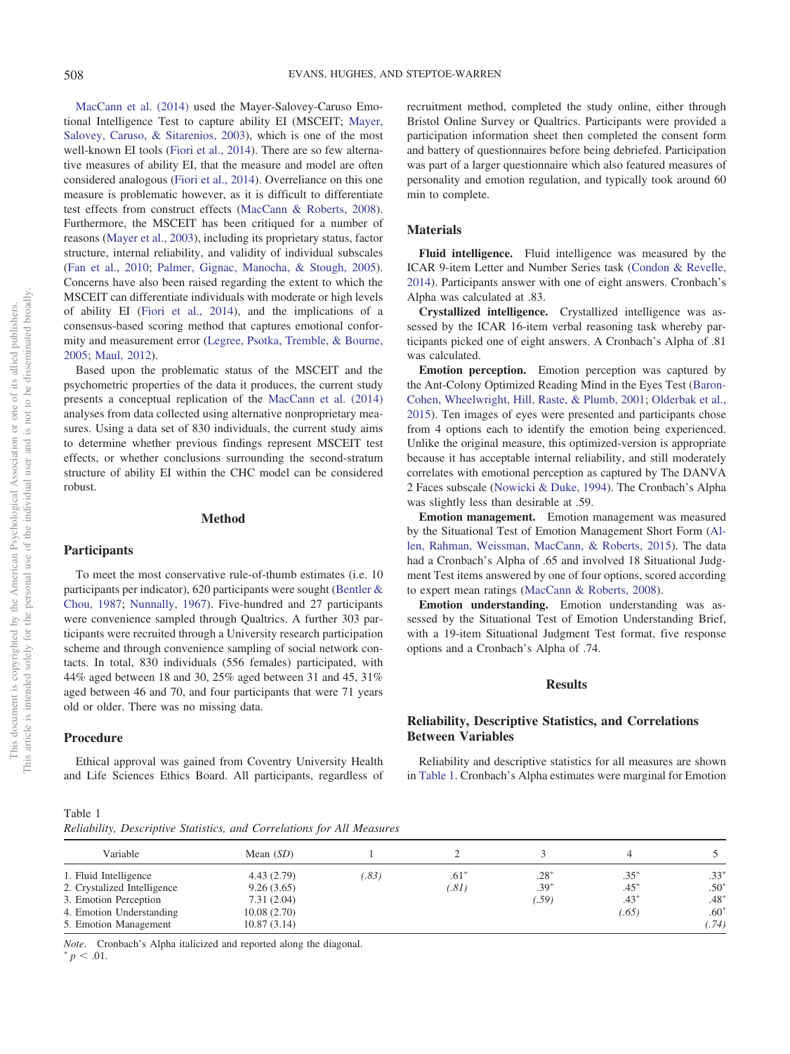MacCann et al. (2014) used the Mayer-Salovey-Caruso Emotional Intelligence Test to capture ability EI (MSCEIT; Mayer, Salovey, Caruso, & Sitarenios, 2003), which is one of the most well-known EI tools (Fiori et al., 2014). There are so few alternative measures of ability EI, that the measure and model are often considered analogous (Fiori et al., 2014). Overreliance on this one measure is problematic however, as it is difficult to differentiate test effects from construct effects (MacCann & Roberts, 2008). Furthermore, the MSCEIT has been critiqued for a number of reasons (Mayer et al., 2003), including its proprietary status, factor structure, internal reliability, and validity of individual subscales (Fan et al., 2010; Palmer, Gignac, Manocha, & Stough, 2005). Concerns have also been raised regarding the extent to which the MSCEIT can differentiate individuals with moderate or high levels of ability EI (Fiori et al., 2014), and the implications of a consensus-based scoring method that captures emotional conformity and measurement error (Legree, Psotka, Tremble, & Bourne, 2005; Maul, 2012).

Based upon the problematic status of the MSCEIT and the psychometric properties of the data it produces, the current study presents a conceptual replication of the MacCann et al. (2014) analyses from data collected using alternative nonproprietary measures. Using a data set of 830 individuals, the current study aims to determine whether previous findings represent MSCEIT test effects, or whether conclusions surrounding the second-stratum structure of ability EI within the CHC model can be considered robust.

## Method

### Participants

To meet the most conservative rule-of-thumb estimates (i.e. 10 participants per indicator), 620 participants were sought (Bentler & Chou, 1987; Nunnally, 1967). Five-hundred and 27 participants were convenience sampled through Qualtrics. A further 303 participants were recruited through a University research participation scheme and through convenience sampling of social network contacts. In total, 830 individuals (556 females) participated, with 44% aged between 18 and 30, 25% aged between 31 and 45, 31% aged between 46 and 70, and four participants that were 71 years old or older. There was no missing data.

### Procedure

Ethical approval was gained from Coventry University Health and Life Sciences Ethics Board. All participants, regardless of recruitment method, completed the study online, either through Bristol Online Survey or Qualtrics. Participants were provided a participation information sheet then completed the consent form and battery of questionnaires before being debriefed. Participation was part of a larger questionnaire which also featured measures of personality and emotion regulation, and typically took around 60 min to complete.

### Materials

**Fluid intelligence.** Fluid intelligence was measured by the ICAR 9-item Letter and Number Series task (Condon & Revelle, 2014). Participants answer with one of eight answers. Cronbach's Alpha was calculated at .83.

**Crystallized intelligence.** Crystallized intelligence was assessed by the ICAR 16-item verbal reasoning task whereby participants picked one of eight answers. A Cronbach's Alpha of .81 was calculated.

**Emotion perception.** Emotion perception was captured by the Ant-Colony Optimized Reading Mind in the Eyes Test (Baron-Cohen, Wheelwright, Hill, Raste, & Plumb, 2001; Olderbak et al., 2015). Ten images of eyes were presented and participants chose from 4 options each to identify the emotion being experienced. Unlike the original measure, this optimized-version is appropriate because it has acceptable internal reliability, and still moderately correlates with emotional perception as captured by The DANVA 2 Faces subscale (Nowicki & Duke, 1994). The Cronbach's Alpha was slightly less than desirable at .59.

**Emotion management.** Emotion management was measured by the Situational Test of Emotion Management Short Form (Allen, Rahman, Weissman, MacCann, & Roberts, 2015). The data had a Cronbach's Alpha of .65 and involved 18 Situational Judgment Test items answered by one of four options, scored according to expert mean ratings (MacCann & Roberts, 2008).

**Emotion understanding.** Emotion understanding was assessed by the Situational Test of Emotion Understanding Brief, with a 19-item Situational Judgment Test format, five response options and a Cronbach's Alpha of .74.

## Results

### Reliability, Descriptive Statistics, and Correlations Between Variables

Reliability and descriptive statistics for all measures are shown in Table 1. Cronbach's Alpha estimates were marginal for Emotion

Table 1
*Reliability, Descriptive Statistics, and Correlations for All Measures*

| Variable | Mean (*SD*) | 1 | 2 | 3 | 4 | 5 |
|---|---|---|---|---|---|---|
| 1. Fluid Intelligence | 4.43 (2.79) | *(.83)* | .61* | .28* | .35* | .33* |
| 2. Crystalized Intelligence | 9.26 (3.65) | | *(.81)* | .39* | .45* | .50* |
| 3. Emotion Perception | 7.31 (2.04) | | | *(.59)* | .43* | .48* |
| 4. Emotion Understanding | 10.08 (2.70) | | | | *(.65)* | .60* |
| 5. Emotion Management | 10.87 (3.14) | | | | | *(.74)* |

*Note*. Cronbach's Alpha italicized and reported along the diagonal.
* $p < .01$.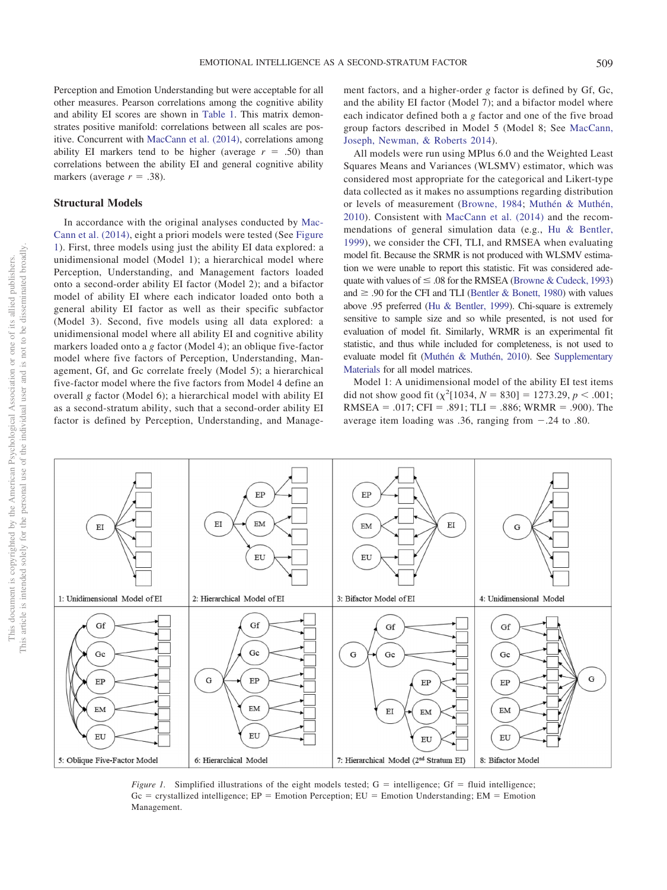Perception and Emotion Understanding but were acceptable for all other measures. Pearson correlations among the cognitive ability and ability EI scores are shown in Table 1. This matrix demonstrates positive manifold: correlations between all scales are positive. Concurrent with MacCann et al. (2014), correlations among ability EI markers tend to be higher (average $r = .50$) than correlations between the ability EI and general cognitive ability markers (average $r = .38$).

## Structural Models

In accordance with the original analyses conducted by MacCann et al. (2014), eight a priori models were tested (See Figure 1). First, three models using just the ability EI data explored: a unidimensional model (Model 1); a hierarchical model where Perception, Understanding, and Management factors loaded onto a second-order ability EI factor (Model 2); and a bifactor model of ability EI where each indicator loaded onto both a general ability EI factor as well as their specific subfactor (Model 3). Second, five models using all data explored: a unidimensional model where all ability EI and cognitive ability markers loaded onto a $g$ factor (Model 4); an oblique five-factor model where five factors of Perception, Understanding, Management, Gf, and Gc correlate freely (Model 5); a hierarchical five-factor model where the five factors from Model 4 define an overall $g$ factor (Model 6); a hierarchical model with ability EI as a second-stratum ability, such that a second-order ability EI factor is defined by Perception, Understanding, and Management factors, and a higher-order $g$ factor is defined by Gf, Gc, and the ability EI factor (Model 7); and a bifactor model where each indicator defined both a $g$ factor and one of the five broad group factors described in Model 5 (Model 8; See MacCann, Joseph, Newman, & Roberts 2014).

All models were run using MPlus 6.0 and the Weighted Least Squares Means and Variances (WLSMV) estimator, which was considered most appropriate for the categorical and Likert-type data collected as it makes no assumptions regarding distribution or levels of measurement (Browne, 1984; Muthén & Muthén, 2010). Consistent with MacCann et al. (2014) and the recommendations of general simulation data (e.g., Hu & Bentler, 1999), we consider the CFI, TLI, and RMSEA when evaluating model fit. Because the SRMR is not produced with WLSMV estimation we were unable to report this statistic. Fit was considered adequate with values of $\leq .08$ for the RMSEA (Browne & Cudeck, 1993) and $\geq .90$ for the CFI and TLI (Bentler & Bonett, 1980) with values above .95 preferred (Hu & Bentler, 1999). Chi-square is extremely sensitive to sample size and so while presented, is not used for evaluation of model fit. Similarly, WRMR is an experimental fit statistic, and thus while included for completeness, is not used to evaluate model fit (Muthén & Muthén, 2010). See Supplementary Materials for all model matrices.

Model 1: A unidimensional model of the ability EI test items did not show good fit ($\chi^2[1034, N = 830] = 1273.29$, $p < .001$; RMSEA = .017; CFI = .891; TLI = .886; WRMR = .900). The average item loading was .36, ranging from −.24 to .80.

*Figure 1.* Simplified illustrations of the eight models tested; G = intelligence; Gf = fluid intelligence; Gc = crystallized intelligence; EP = Emotion Perception; EU = Emotion Understanding; EM = Emotion Management.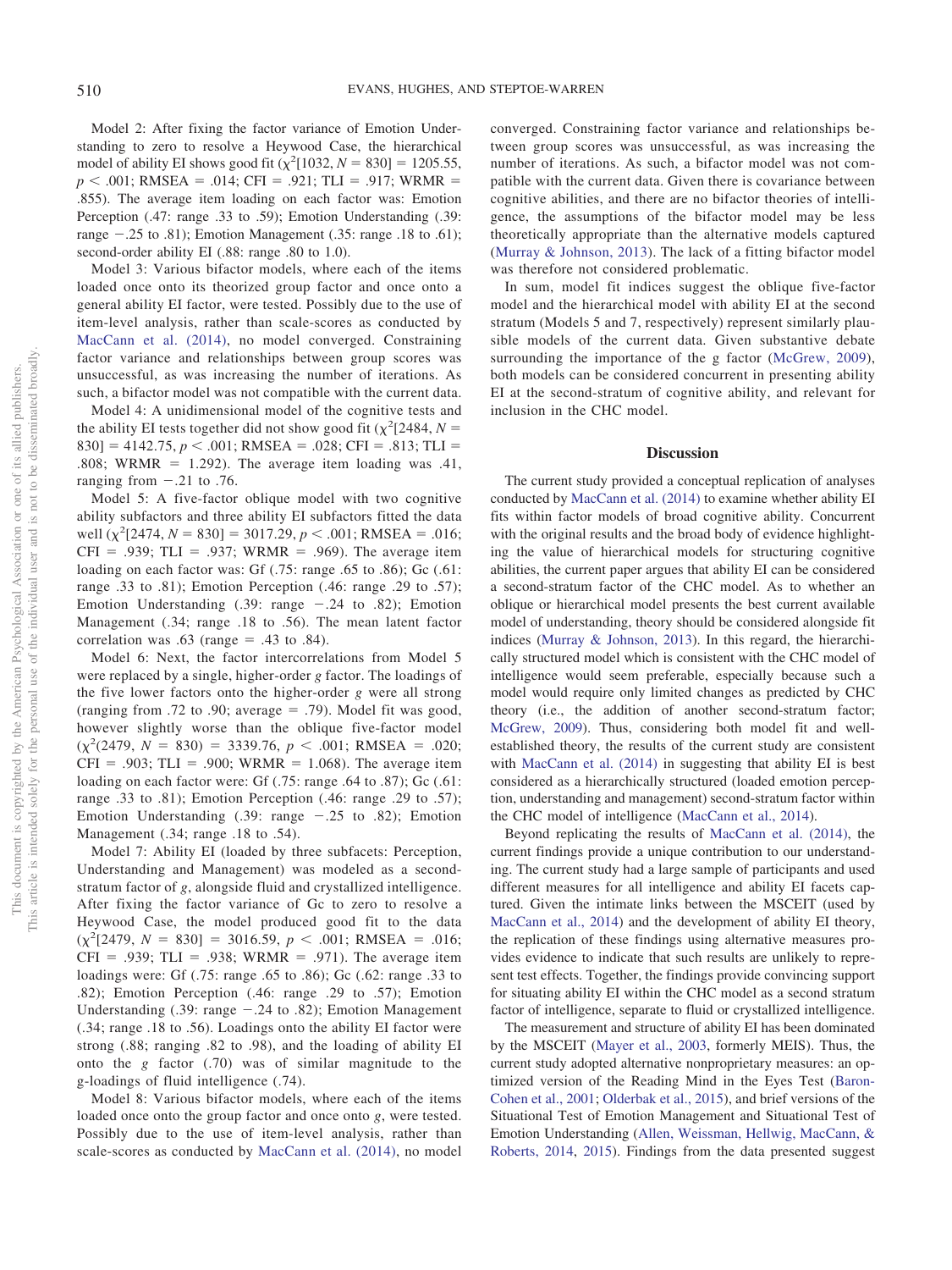Model 2: After fixing the factor variance of Emotion Understanding to zero to resolve a Heywood Case, the hierarchical model of ability EI shows good fit ($\chi^2$[1032, $N$ = 830] = 1205.55, $p < .001$; RMSEA = .014; CFI = .921; TLI = .917; WRMR = .855). The average item loading on each factor was: Emotion Perception (.47: range .33 to .59); Emotion Understanding (.39: range −.25 to .81); Emotion Management (.35: range .18 to .61); second-order ability EI (.88: range .80 to 1.0).

Model 3: Various bifactor models, where each of the items loaded once onto its theorized group factor and once onto a general ability EI factor, were tested. Possibly due to the use of item-level analysis, rather than scale-scores as conducted by MacCann et al. (2014), no model converged. Constraining factor variance and relationships between group scores was unsuccessful, as was increasing the number of iterations. As such, a bifactor model was not compatible with the current data.

Model 4: A unidimensional model of the cognitive tests and the ability EI tests together did not show good fit ($\chi^2$[2484, $N$ = 830] = 4142.75, $p < .001$; RMSEA = .028; CFI = .813; TLI = .808; WRMR = 1.292). The average item loading was .41, ranging from −.21 to .76.

Model 5: A five-factor oblique model with two cognitive ability subfactors and three ability EI subfactors fitted the data well ($\chi^2$[2474, $N$ = 830] = 3017.29, $p < .001$; RMSEA = .016; CFI = .939; TLI = .937; WRMR = .969). The average item loading on each factor was: Gf (.75: range .65 to .86); Gc (.61: range .33 to .81); Emotion Perception (.46: range .29 to .57); Emotion Understanding (.39: range −.24 to .82); Emotion Management (.34; range .18 to .56). The mean latent factor correlation was .63 (range = .43 to .84).

Model 6: Next, the factor intercorrelations from Model 5 were replaced by a single, higher-order *g* factor. The loadings of the five lower factors onto the higher-order *g* were all strong (ranging from .72 to .90; average = .79). Model fit was good, however slightly worse than the oblique five-factor model ($\chi^2$(2479, $N$ = 830) = 3339.76, $p < .001$; RMSEA = .020; CFI = .903; TLI = .900; WRMR = 1.068). The average item loading on each factor was: Gf (.75: range .64 to .87); Gc (.61: range .33 to .81); Emotion Perception (.46: range .29 to .57); Emotion Understanding (.39: range −.25 to .82); Emotion Management (.34; range .18 to .54).

Model 7: Ability EI (loaded by three subfacets: Perception, Understanding and Management) was modeled as a second-stratum factor of *g*, alongside fluid and crystallized intelligence. After fixing the factor variance of Gc to zero to resolve a Heywood Case, the model produced good fit to the data ($\chi^2$[2479, $N$ = 830] = 3016.59, $p < .001$; RMSEA = .016; CFI = .939; TLI = .938; WRMR = .971). The average item loadings were: Gf (.75: range .65 to .86); Gc (.62: range .33 to .82); Emotion Perception (.46: range .29 to .57); Emotion Understanding (.39: range −.24 to .82); Emotion Management (.34; range .18 to .56). Loadings onto the ability EI factor were strong (.88; ranging .82 to .98), and the loading of ability EI onto the *g* factor (.70) was of similar magnitude to the g-loadings of fluid intelligence (.74).

Model 8: Various bifactor models, where each of the items loaded once onto the group factor and once onto *g*, were tested. Possibly due to the use of item-level analysis, rather than scale-scores as conducted by MacCann et al. (2014), no model converged. Constraining factor variance and relationships between group scores was unsuccessful, as was increasing the number of iterations. As such, a bifactor model was not compatible with the current data. Given there is covariance between cognitive abilities, and there are no bifactor theories of intelligence, the assumptions of the bifactor model may be less theoretically appropriate than the alternative models captured (Murray & Johnson, 2013). The lack of a fitting bifactor model was therefore not considered problematic.

In sum, model fit indices suggest the oblique five-factor model and the hierarchical model with ability EI at the second stratum (Models 5 and 7, respectively) represent similarly plausible models of the current data. Given substantive debate surrounding the importance of the g factor (McGrew, 2009), both models can be considered concurrent in presenting ability EI at the second-stratum of cognitive ability, and relevant for inclusion in the CHC model.

## Discussion

The current study provided a conceptual replication of analyses conducted by MacCann et al. (2014) to examine whether ability EI fits within factor models of broad cognitive ability. Concurrent with the original results and the broad body of evidence highlighting the value of hierarchical models for structuring cognitive abilities, the current paper argues that ability EI can be considered a second-stratum factor of the CHC model. As to whether an oblique or hierarchical model presents the best current available model of understanding, theory should be considered alongside fit indices (Murray & Johnson, 2013). In this regard, the hierarchically structured model which is consistent with the CHC model of intelligence would seem preferable, especially because such a model would require only limited changes as predicted by CHC theory (i.e., the addition of another second-stratum factor; McGrew, 2009). Thus, considering both model fit and well-established theory, the results of the current study are consistent with MacCann et al. (2014) in suggesting that ability EI is best considered as a hierarchically structured (loaded emotion perception, understanding and management) second-stratum factor within the CHC model of intelligence (MacCann et al., 2014).

Beyond replicating the results of MacCann et al. (2014), the current findings provide a unique contribution to our understanding. The current study had a large sample of participants and used different measures for all intelligence and ability EI facets captured. Given the intimate links between the MSCEIT (used by MacCann et al., 2014) and the development of ability EI theory, the replication of these findings using alternative measures provides evidence to indicate that such results are unlikely to represent test effects. Together, the findings provide convincing support for situating ability EI within the CHC model as a second stratum factor of intelligence, separate to fluid or crystallized intelligence.

The measurement and structure of ability EI has been dominated by the MSCEIT (Mayer et al., 2003, formerly MEIS). Thus, the current study adopted alternative nonproprietary measures: an optimized version of the Reading Mind in the Eyes Test (Baron-Cohen et al., 2001; Olderbak et al., 2015), and brief versions of the Situational Test of Emotion Management and Situational Test of Emotion Understanding (Allen, Weissman, Hellwig, MacCann, & Roberts, 2014, 2015). Findings from the data presented suggest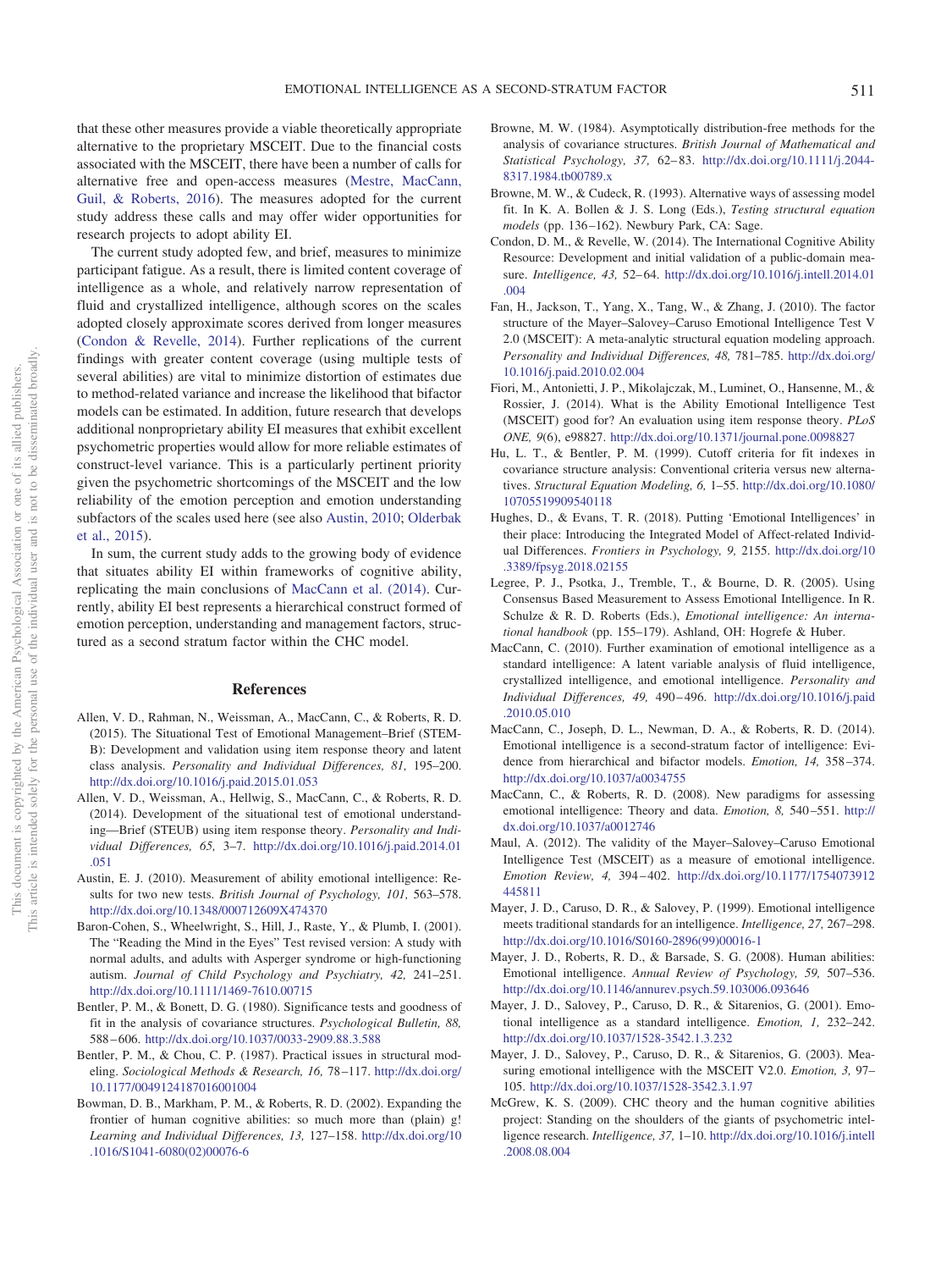that these other measures provide a viable theoretically appropriate alternative to the proprietary MSCEIT. Due to the financial costs associated with the MSCEIT, there have been a number of calls for alternative free and open-access measures (Mestre, MacCann, Guil, & Roberts, 2016). The measures adopted for the current study address these calls and may offer wider opportunities for research projects to adopt ability EI.

The current study adopted few, and brief, measures to minimize participant fatigue. As a result, there is limited content coverage of intelligence as a whole, and relatively narrow representation of fluid and crystallized intelligence, although scores on the scales adopted closely approximate scores derived from longer measures (Condon & Revelle, 2014). Further replications of the current findings with greater content coverage (using multiple tests of several abilities) are vital to minimize distortion of estimates due to method-related variance and increase the likelihood that bifactor models can be estimated. In addition, future research that develops additional nonproprietary ability EI measures that exhibit excellent psychometric properties would allow for more reliable estimates of construct-level variance. This is a particularly pertinent priority given the psychometric shortcomings of the MSCEIT and the low reliability of the emotion perception and emotion understanding subfactors of the scales used here (see also Austin, 2010; Olderbak et al., 2015).

In sum, the current study adds to the growing body of evidence that situates ability EI within frameworks of cognitive ability, replicating the main conclusions of MacCann et al. (2014). Currently, ability EI best represents a hierarchical construct formed of emotion perception, understanding and management factors, structured as a second stratum factor within the CHC model.

## References

Allen, V. D., Rahman, N., Weissman, A., MacCann, C., & Roberts, R. D. (2015). The Situational Test of Emotional Management–Brief (STEM-B): Development and validation using item response theory and latent class analysis. *Personality and Individual Differences, 81,* 195–200. http://dx.doi.org/10.1016/j.paid.2015.01.053

Allen, V. D., Weissman, A., Hellwig, S., MacCann, C., & Roberts, R. D. (2014). Development of the situational test of emotional understanding—Brief (STEUB) using item response theory. *Personality and Individual Differences, 65,* 3–7. http://dx.doi.org/10.1016/j.paid.2014.01.051

Austin, E. J. (2010). Measurement of ability emotional intelligence: Results for two new tests. *British Journal of Psychology, 101,* 563–578. http://dx.doi.org/10.1348/000712609X474370

Baron-Cohen, S., Wheelwright, S., Hill, J., Raste, Y., & Plumb, I. (2001). The "Reading the Mind in the Eyes" Test revised version: A study with normal adults, and adults with Asperger syndrome or high-functioning autism. *Journal of Child Psychology and Psychiatry, 42,* 241–251. http://dx.doi.org/10.1111/1469-7610.00715

Bentler, P. M., & Bonett, D. G. (1980). Significance tests and goodness of fit in the analysis of covariance structures. *Psychological Bulletin, 88,* 588–606. http://dx.doi.org/10.1037/0033-2909.88.3.588

Bentler, P. M., & Chou, C. P. (1987). Practical issues in structural modeling. *Sociological Methods & Research, 16,* 78–117. http://dx.doi.org/10.1177/0049124187016001004

Bowman, D. B., Markham, P. M., & Roberts, R. D. (2002). Expanding the frontier of human cognitive abilities: so much more than (plain) g! *Learning and Individual Differences, 13,* 127–158. http://dx.doi.org/10.1016/S1041-6080(02)00076-6

Browne, M. W. (1984). Asymptotically distribution-free methods for the analysis of covariance structures. *British Journal of Mathematical and Statistical Psychology, 37,* 62–83. http://dx.doi.org/10.1111/j.2044-8317.1984.tb00789.x

Browne, M. W., & Cudeck, R. (1993). Alternative ways of assessing model fit. In K. A. Bollen & J. S. Long (Eds.), *Testing structural equation models* (pp. 136–162). Newbury Park, CA: Sage.

Condon, D. M., & Revelle, W. (2014). The International Cognitive Ability Resource: Development and initial validation of a public-domain measure. *Intelligence, 43,* 52–64. http://dx.doi.org/10.1016/j.intell.2014.01.004

Fan, H., Jackson, T., Yang, X., Tang, W., & Zhang, J. (2010). The factor structure of the Mayer–Salovey–Caruso Emotional Intelligence Test V 2.0 (MSCEIT): A meta-analytic structural equation modeling approach. *Personality and Individual Differences, 48,* 781–785. http://dx.doi.org/10.1016/j.paid.2010.02.004

Fiori, M., Antonietti, J. P., Mikolajczak, M., Luminet, O., Hansenne, M., & Rossier, J. (2014). What is the Ability Emotional Intelligence Test (MSCEIT) good for? An evaluation using item response theory. *PLoS ONE, 9*(6), e98827. http://dx.doi.org/10.1371/journal.pone.0098827

Hu, L. T., & Bentler, P. M. (1999). Cutoff criteria for fit indexes in covariance structure analysis: Conventional criteria versus new alternatives. *Structural Equation Modeling, 6,* 1–55. http://dx.doi.org/10.1080/10705519909540118

Hughes, D., & Evans, T. R. (2018). Putting 'Emotional Intelligences' in their place: Introducing the Integrated Model of Affect-related Individual Differences. *Frontiers in Psychology, 9,* 2155. http://dx.doi.org/10.3389/fpsyg.2018.02155

Legree, P. J., Psotka, J., Tremble, T., & Bourne, D. R. (2005). Using Consensus Based Measurement to Assess Emotional Intelligence. In R. Schulze & R. D. Roberts (Eds.), *Emotional intelligence: An international handbook* (pp. 155–179). Ashland, OH: Hogrefe & Huber.

MacCann, C. (2010). Further examination of emotional intelligence as a standard intelligence: A latent variable analysis of fluid intelligence, crystallized intelligence, and emotional intelligence. *Personality and Individual Differences, 49,* 490–496. http://dx.doi.org/10.1016/j.paid.2010.05.010

MacCann, C., Joseph, D. L., Newman, D. A., & Roberts, R. D. (2014). Emotional intelligence is a second-stratum factor of intelligence: Evidence from hierarchical and bifactor models. *Emotion, 14,* 358–374. http://dx.doi.org/10.1037/a0034755

MacCann, C., & Roberts, R. D. (2008). New paradigms for assessing emotional intelligence: Theory and data. *Emotion, 8,* 540–551. http://dx.doi.org/10.1037/a0012746

Maul, A. (2012). The validity of the Mayer–Salovey–Caruso Emotional Intelligence Test (MSCEIT) as a measure of emotional intelligence. *Emotion Review, 4,* 394–402. http://dx.doi.org/10.1177/1754073912445811

Mayer, J. D., Caruso, D. R., & Salovey, P. (1999). Emotional intelligence meets traditional standards for an intelligence. *Intelligence, 27,* 267–298. http://dx.doi.org/10.1016/S0160-2896(99)00016-1

Mayer, J. D., Roberts, R. D., & Barsade, S. G. (2008). Human abilities: Emotional intelligence. *Annual Review of Psychology, 59,* 507–536. http://dx.doi.org/10.1146/annurev.psych.59.103006.093646

Mayer, J. D., Salovey, P., Caruso, D. R., & Sitarenios, G. (2001). Emotional intelligence as a standard intelligence. *Emotion, 1,* 232–242. http://dx.doi.org/10.1037/1528-3542.1.3.232

Mayer, J. D., Salovey, P., Caruso, D. R., & Sitarenios, G. (2003). Measuring emotional intelligence with the MSCEIT V2.0. *Emotion, 3,* 97–105. http://dx.doi.org/10.1037/1528-3542.3.1.97

McGrew, K. S. (2009). CHC theory and the human cognitive abilities project: Standing on the shoulders of the giants of psychometric intelligence research. *Intelligence, 37,* 1–10. http://dx.doi.org/10.1016/j.intell.2008.08.004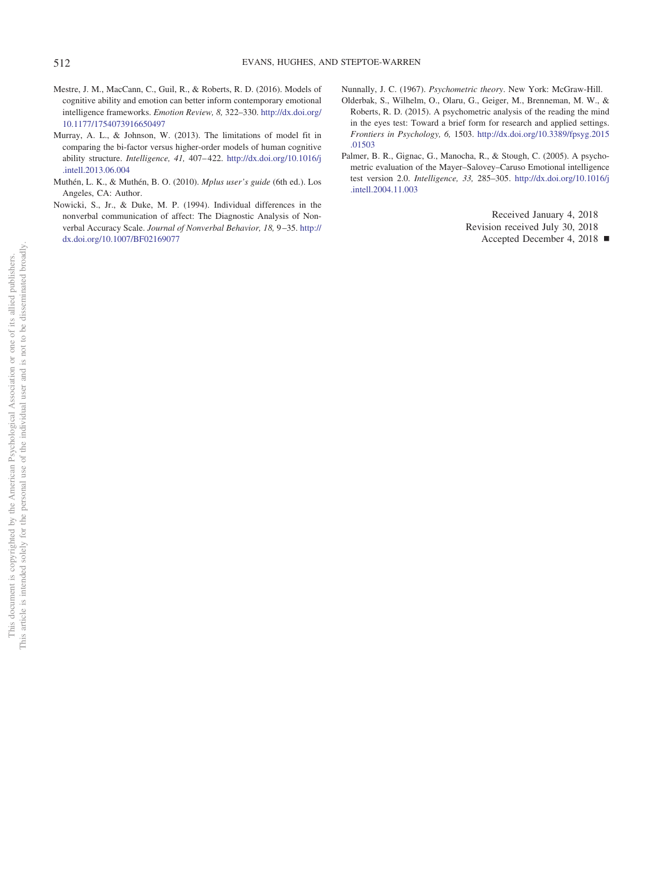Mestre, J. M., MacCann, C., Guil, R., & Roberts, R. D. (2016). Models of cognitive ability and emotion can better inform contemporary emotional intelligence frameworks. *Emotion Review, 8,* 322–330. http://dx.doi.org/10.1177/1754073916650497

Murray, A. L., & Johnson, W. (2013). The limitations of model fit in comparing the bi-factor versus higher-order models of human cognitive ability structure. *Intelligence, 41,* 407–422. http://dx.doi.org/10.1016/j.intell.2013.06.004

Muthén, L. K., & Muthén, B. O. (2010). *Mplus user's guide* (6th ed.). Los Angeles, CA: Author.

Nowicki, S., Jr., & Duke, M. P. (1994). Individual differences in the nonverbal communication of affect: The Diagnostic Analysis of Nonverbal Accuracy Scale. *Journal of Nonverbal Behavior, 18,* 9–35. http://dx.doi.org/10.1007/BF02169077

Nunnally, J. C. (1967). *Psychometric theory*. New York: McGraw-Hill.

Olderbak, S., Wilhelm, O., Olaru, G., Geiger, M., Brenneman, M. W., & Roberts, R. D. (2015). A psychometric analysis of the reading the mind in the eyes test: Toward a brief form for research and applied settings. *Frontiers in Psychology, 6,* 1503. http://dx.doi.org/10.3389/fpsyg.2015.01503

Palmer, B. R., Gignac, G., Manocha, R., & Stough, C. (2005). A psychometric evaluation of the Mayer–Salovey–Caruso Emotional intelligence test version 2.0. *Intelligence, 33,* 285–305. http://dx.doi.org/10.1016/j.intell.2004.11.003

Received January 4, 2018
Revision received July 30, 2018
Accepted December 4, 2018 ■